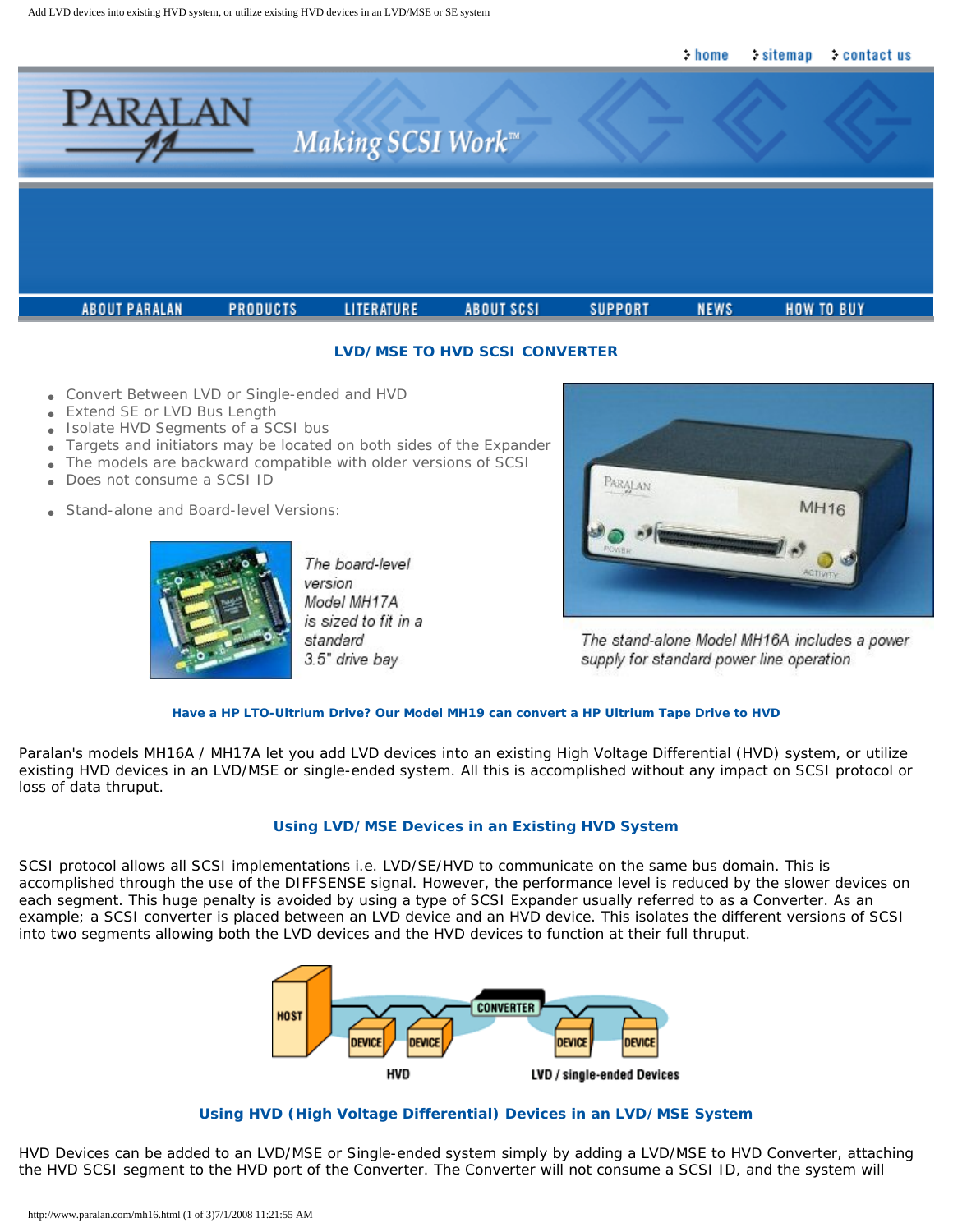home sitemap contact us

PARALAN Making SCSI Work™

ABOUT PARALAN PRODUCTS LITERATURE ABOUT SCSI SUPPORT NEWS HOW TO BUY

## LVD/MSE TO HVD SCSI CONVERTER

- Convert Between LVD or Single-ended and HVD
- Extend SE or LVD Bus Length
- Isolate HVD Segments of a SCSI bus
- Targets and initiators may be located on both sides of the Expander
- The models are backward compatible with older versions of SCSI
- Does not consume a SCSI ID
- Stand-alone and Board-level Versions:

*The board-level version Model MH17A is sized to fit in a standard 3.5" drive bay*

*The stand-alone Model MH16A includes a power supply for standard power line operation*

**Have a HP LTO-Ultrium Drive? Our Model MH19 can convert a HP Ultrium Tape Drive to HVD**

Paralan's models MH16A / MH17A let you add LVD devices into an existing High Voltage Differential (HVD) system, or utilize existing HVD devices in an LVD/MSE or single-ended system. All this is accomplished without any impact on SCSI protocol or loss of data thruput.

### Using LVD/MSE Devices in an Existing HVD System

SCSI protocol allows all SCSI implementations i.e. LVD/SE/HVD to communicate on the same bus domain. This is accomplished through the use of the DIFFSENSE signal. However, the performance level is reduced by the slower devices on each segment. This huge penalty is avoided by using a type of SCSI Expander usually referred to as a Converter. As an example; a SCSI converter is placed between an LVD device and an HVD device. This isolates the different versions of SCSI into two segments allowing both the LVD devices and the HVD devices to function at their full thruput.

HOST DEVICE DEVICE CONVERTER DEVICE DEVICE

HVD LVD / single-ended Devices

### Using HVD (High Voltage Differential) Devices in an LVD/MSE System

HVD Devices can be added to an LVD/MSE or Single-ended system simply by adding a LVD/MSE to HVD Converter, attaching the HVD SCSI segment to the HVD port of the Converter. The Converter will not consume a SCSI ID, and the system will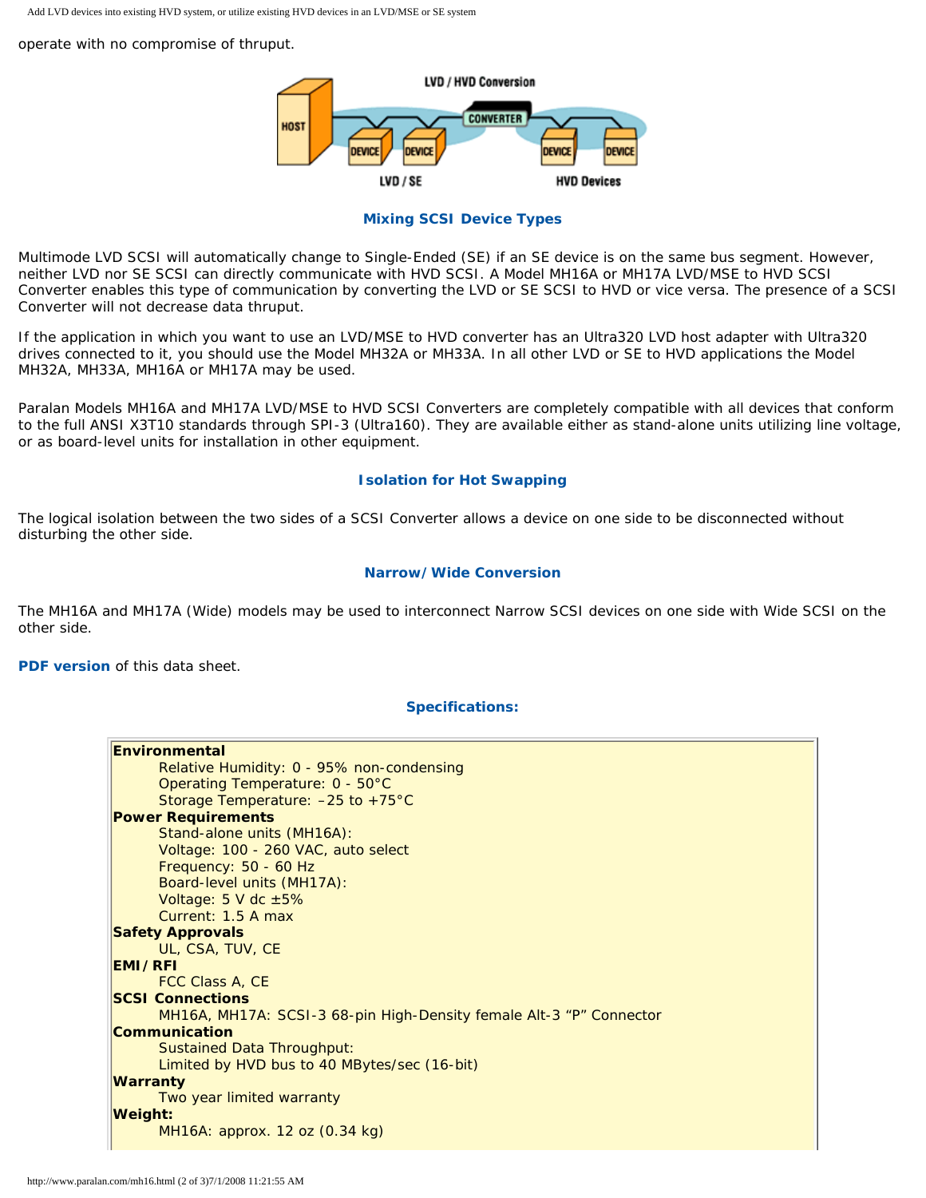operate with no compromise of thruput.

## Mixing SCSI Device Types

Multimode LVD SCSI will automatically change to Single-Ended (SE) if an SE device is on the same bus segment. However, neither LVD nor SE SCSI can directly communicate with HVD SCSI. A Model MH16A or MH17A LVD/MSE to HVD SCSI Converter enables this type of communication by converting the LVD or SE SCSI to HVD or vice versa. The presence of a SCSI Converter will not decrease data thruput.

If the application in which you want to use an LVD/MSE to HVD converter has an Ultra320 LVD host adapter with Ultra320 drives connected to it, you should use the Model MH32A or MH33A. In all other LVD or SE to HVD applications the Model MH32A, MH33A, MH16A or MH17A may be used.

Paralan Models MH16A and MH17A LVD/MSE to HVD SCSI Converters are completely compatible with all devices that conform to the full ANSI X3T10 standards through SPI-3 (Ultra160). They are available either as stand-alone units utilizing line voltage, or as board-level units for installation in other equipment.

## Isolation for Hot Swapping

The logical isolation between the two sides of a SCSI Converter allows a device on one side to be disconnected without disturbing the other side.

## Narrow/Wide Conversion

The MH16A and MH17A (Wide) models may be used to interconnect Narrow SCSI devices on one side with Wide SCSI on the other side.

**PDF version** of this data sheet.

## Specifications:

**Environmental**
- Relative Humidity: 0 - 95% non-condensing
- Operating Temperature: 0 - 50°C
- Storage Temperature: –25 to +75°C

**Power Requirements**
- Stand-alone units (MH16A):
- Voltage: 100 - 260 VAC, auto select
- Frequency: 50 - 60 Hz
- Board-level units (MH17A):
- Voltage: 5 V dc ±5%
- Current: 1.5 A max

**Safety Approvals**
- UL, CSA, TUV, CE

**EMI/RFI**
- FCC Class A, CE

**SCSI Connections**
- MH16A, MH17A: SCSI-3 68-pin High-Density female Alt-3 "P" Connector

**Communication**
- Sustained Data Throughput:
- Limited by HVD bus to 40 MBytes/sec (16-bit)

**Warranty**
- Two year limited warranty

**Weight:**
- MH16A: approx. 12 oz (0.34 kg)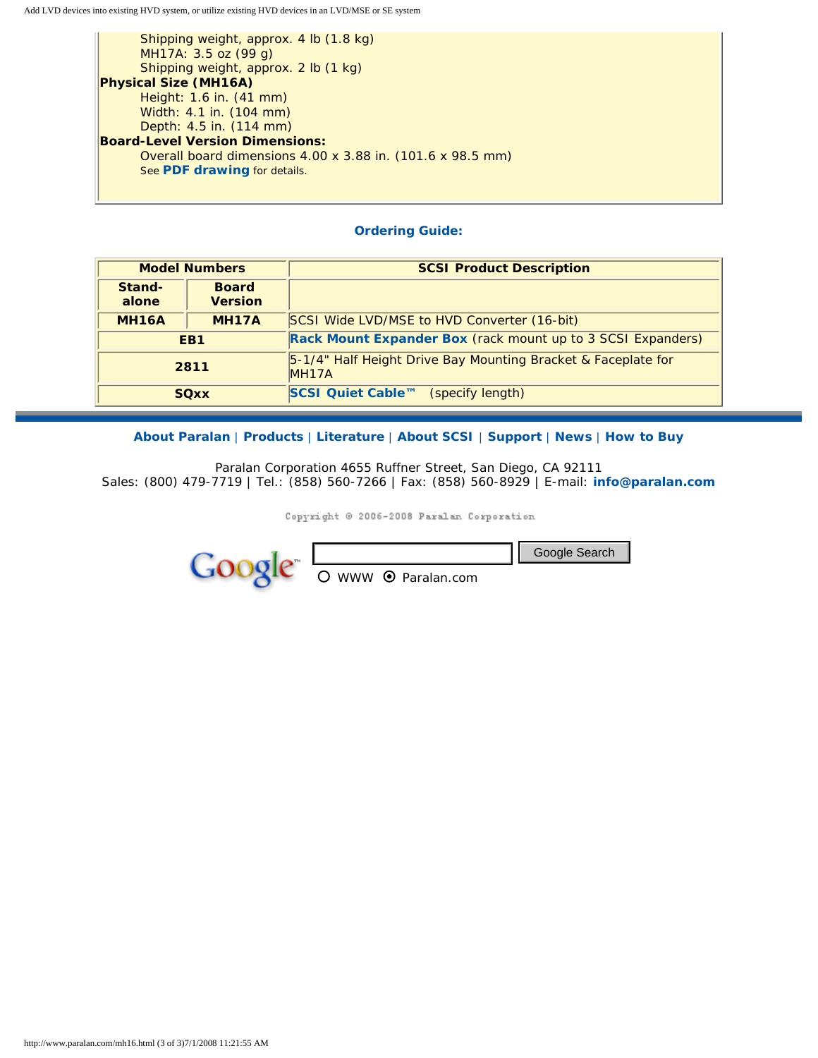Shipping weight, approx. 4 lb (1.8 kg)
MH17A: 3.5 oz (99 g)
Shipping weight, approx. 2 lb (1 kg)

**Physical Size (MH16A)**

Height: 1.6 in. (41 mm)
Width: 4.1 in. (104 mm)
Depth: 4.5 in. (114 mm)

**Board-Level Version Dimensions:**

Overall board dimensions 4.00 x 3.88 in. (101.6 x 98.5 mm)
See **PDF drawing** for details.

## Ordering Guide:

| Model Numbers | | SCSI Product Description |
|---|---|---|
| **Stand-alone** | **Board Version** | |
| **MH16A** | **MH17A** | SCSI Wide LVD/MSE to HVD Converter (16-bit) |
| **EB1** | | **Rack Mount Expander Box** (rack mount up to 3 SCSI Expanders) |
| **2811** | | 5-1/4" Half Height Drive Bay Mounting Bracket & Faceplate for MH17A |
| **SQxx** | | **SCSI Quiet Cable™** (specify length) |

**About Paralan** | **Products** | **Literature** | **About SCSI** | **Support** | **News** | **How to Buy**

Paralan Corporation 4655 Ruffner Street, San Diego, CA 92111
Sales: (800) 479-7719 | Tel.: (858) 560-7266 | Fax: (858) 560-8929 | E-mail: **info@paralan.com**

Copyright © 2006-2008 Paralan Corporation

Google Search

WWW Paralan.com